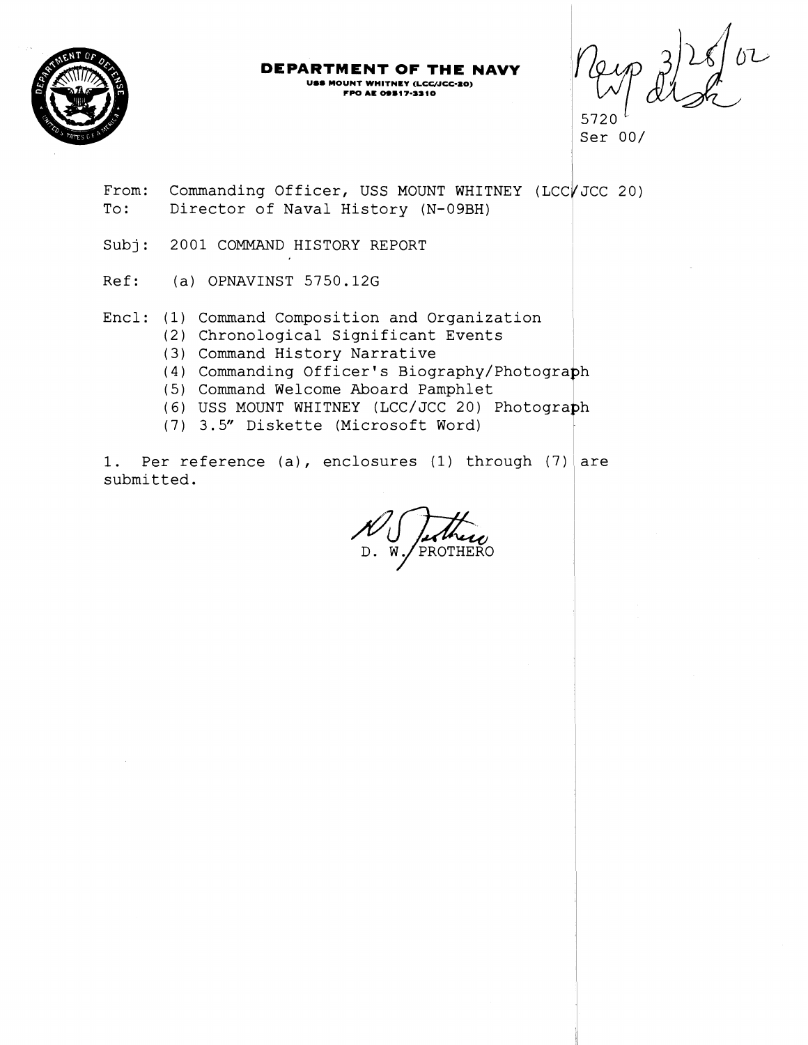**DEPARTMENT OF THE NAVY**
USS MOUNT WHITNEY (LCC/JCC-20)
FPO AE 09517-3310

Rep 3/28/02
W/ disk

5720
Ser 00/

From: Commanding Officer, USS MOUNT WHITNEY (LCC/JCC 20)
To: Director of Naval History (N-09BH)

Subj: 2001 COMMAND HISTORY REPORT

Ref: (a) OPNAVINST 5750.12G

Encl: (1) Command Composition and Organization
(2) Chronological Significant Events
(3) Command History Narrative
(4) Commanding Officer's Biography/Photograph
(5) Command Welcome Aboard Pamphlet
(6) USS MOUNT WHITNEY (LCC/JCC 20) Photograph
(7) 3.5" Diskette (Microsoft Word)

1. Per reference (a), enclosures (1) through (7) are submitted.

D. W. PROTHERO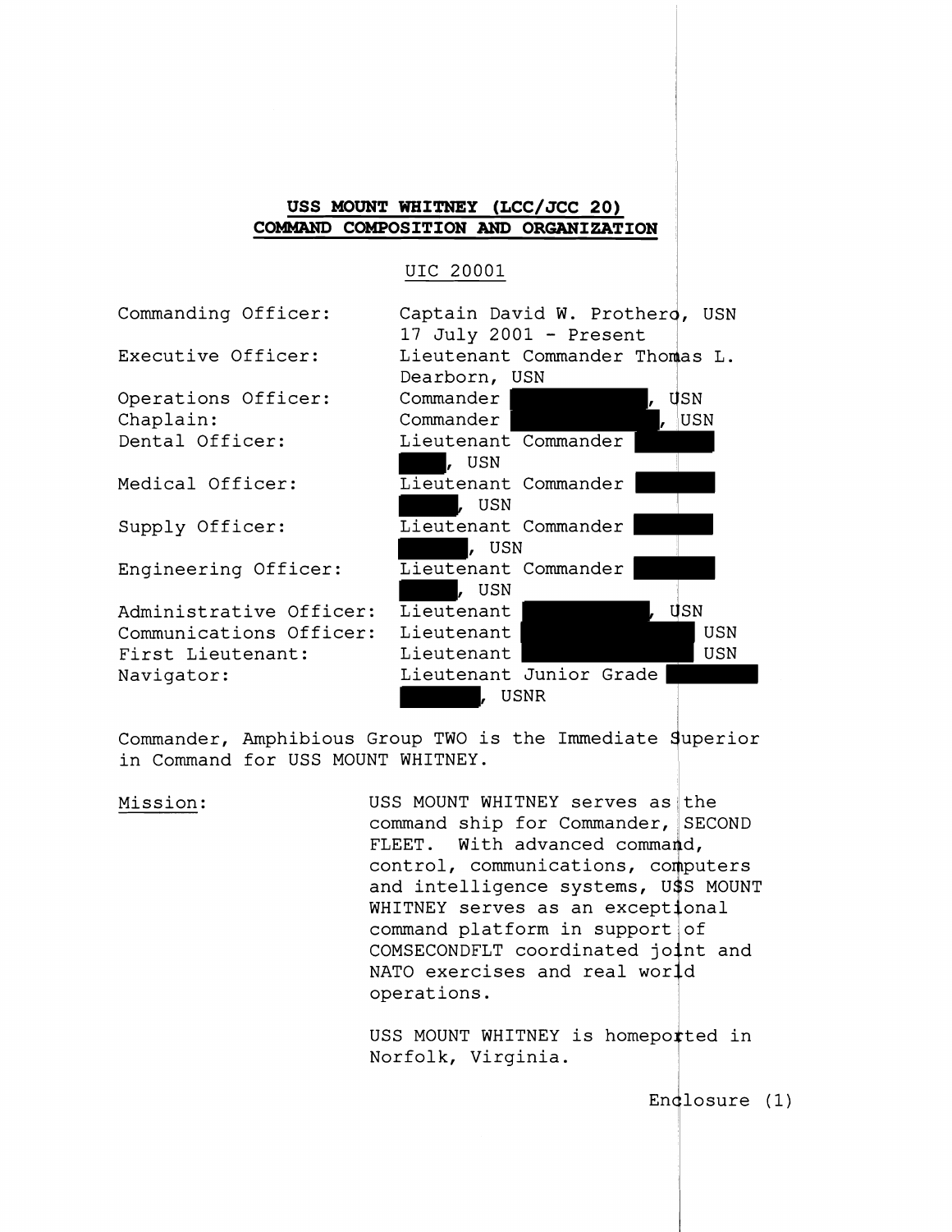**USS MOUNT WHITNEY (LCC/JCC 20)**
**COMMAND COMPOSITION AND ORGANIZATION**

UIC 20001

| | |
|---|---|
| Commanding Officer: | Captain David W. Prothero, USN 17 July 2001 - Present |
| Executive Officer: | Lieutenant Commander Thomas L. Dearborn, USN |
| Operations Officer: | Commander [REDACTED], USN |
| Chaplain: | Commander [REDACTED], USN |
| Dental Officer: | Lieutenant Commander [REDACTED], USN |
| Medical Officer: | Lieutenant Commander [REDACTED], USN |
| Supply Officer: | Lieutenant Commander [REDACTED], USN |
| Engineering Officer: | Lieutenant Commander [REDACTED], USN |
| Administrative Officer: | Lieutenant [REDACTED], USN |
| Communications Officer: | Lieutenant [REDACTED] USN |
| First Lieutenant: | Lieutenant [REDACTED] USN |
| Navigator: | Lieutenant Junior Grade [REDACTED], USNR |

Commander, Amphibious Group TWO is the Immediate Superior in Command for USS MOUNT WHITNEY.

Mission: USS MOUNT WHITNEY serves as the command ship for Commander, SECOND FLEET. With advanced command, control, communications, computers and intelligence systems, USS MOUNT WHITNEY serves as an exceptional command platform in support of COMSECONDFLT coordinated joint and NATO exercises and real world operations.

USS MOUNT WHITNEY is homeported in Norfolk, Virginia.

Enclosure (1)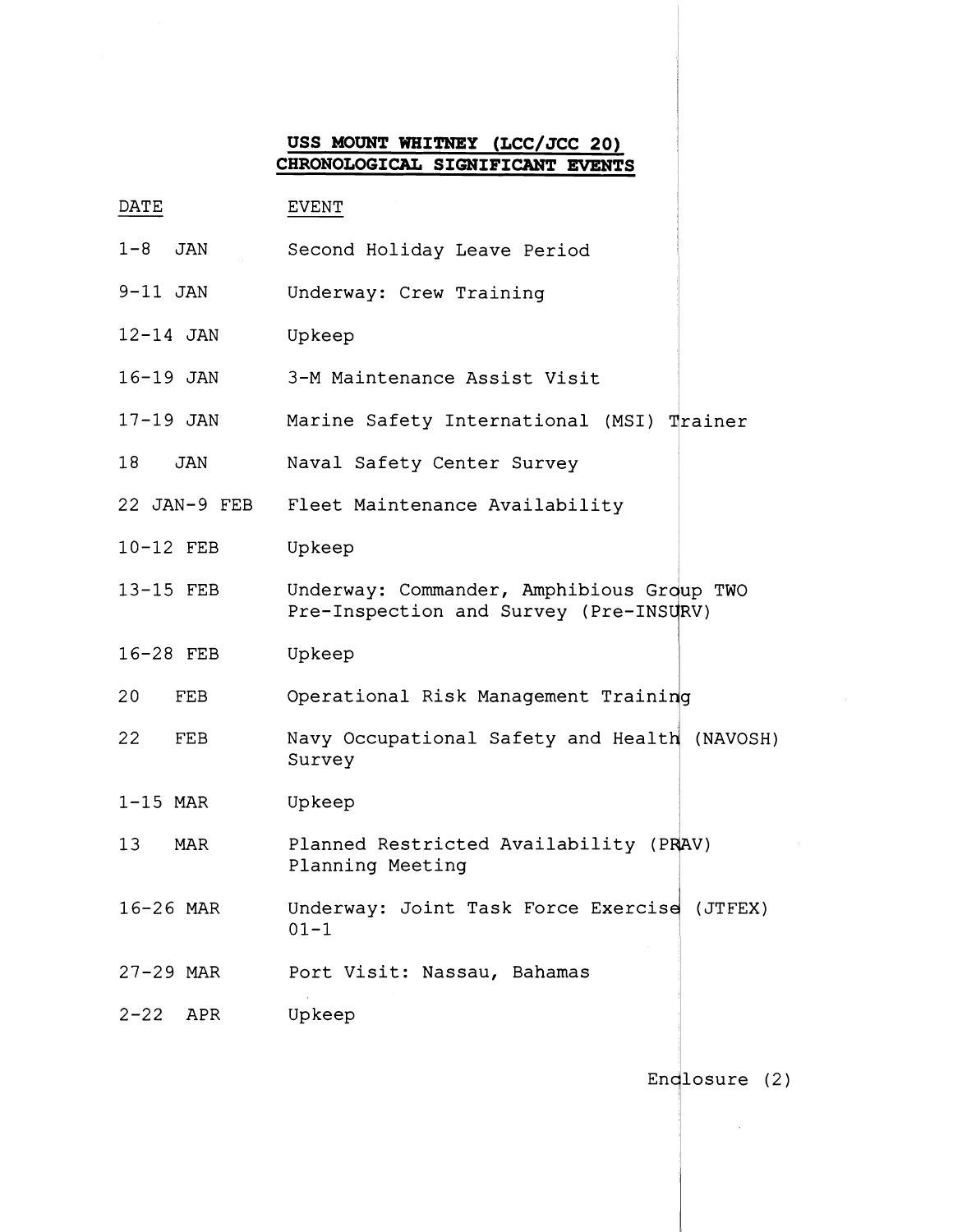**USS MOUNT WHITNEY (LCC/JCC 20)**
**CHRONOLOGICAL SIGNIFICANT EVENTS**

| DATE | EVENT |
| --- | --- |
| 1-8 JAN | Second Holiday Leave Period |
| 9-11 JAN | Underway: Crew Training |
| 12-14 JAN | Upkeep |
| 16-19 JAN | 3-M Maintenance Assist Visit |
| 17-19 JAN | Marine Safety International (MSI) Trainer |
| 18 JAN | Naval Safety Center Survey |
| 22 JAN-9 FEB | Fleet Maintenance Availability |
| 10-12 FEB | Upkeep |
| 13-15 FEB | Underway: Commander, Amphibious Group TWO Pre-Inspection and Survey (Pre-INSURV) |
| 16-28 FEB | Upkeep |
| 20 FEB | Operational Risk Management Training |
| 22 FEB | Navy Occupational Safety and Health (NAVOSH) Survey |
| 1-15 MAR | Upkeep |
| 13 MAR | Planned Restricted Availability (PRAV) Planning Meeting |
| 16-26 MAR | Underway: Joint Task Force Exercise (JTFEX) 01-1 |
| 27-29 MAR | Port Visit: Nassau, Bahamas |
| 2-22 APR | Upkeep |

Enclosure (2)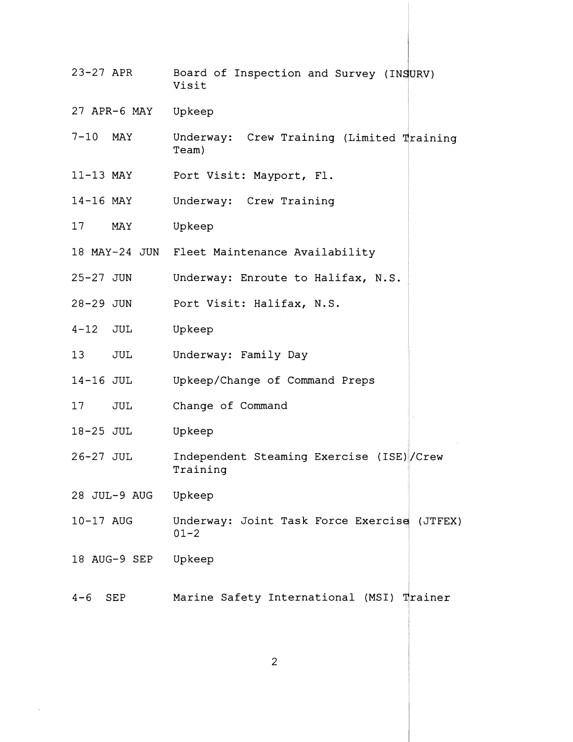| | |
|---|---|
| 23-27 APR | Board of Inspection and Survey (INSURV) Visit |
| 27 APR-6 MAY | Upkeep |
| 7-10 MAY | Underway: Crew Training (Limited Training Team) |
| 11-13 MAY | Port Visit: Mayport, Fl. |
| 14-16 MAY | Underway: Crew Training |
| 17 MAY | Upkeep |
| 18 MAY-24 JUN | Fleet Maintenance Availability |
| 25-27 JUN | Underway: Enroute to Halifax, N.S. |
| 28-29 JUN | Port Visit: Halifax, N.S. |
| 4-12 JUL | Upkeep |
| 13 JUL | Underway: Family Day |
| 14-16 JUL | Upkeep/Change of Command Preps |
| 17 JUL | Change of Command |
| 18-25 JUL | Upkeep |
| 26-27 JUL | Independent Steaming Exercise (ISE)/Crew Training |
| 28 JUL-9 AUG | Upkeep |
| 10-17 AUG | Underway: Joint Task Force Exercise (JTFEX) 01-2 |
| 18 AUG-9 SEP | Upkeep |
| 4-6 SEP | Marine Safety International (MSI) Trainer |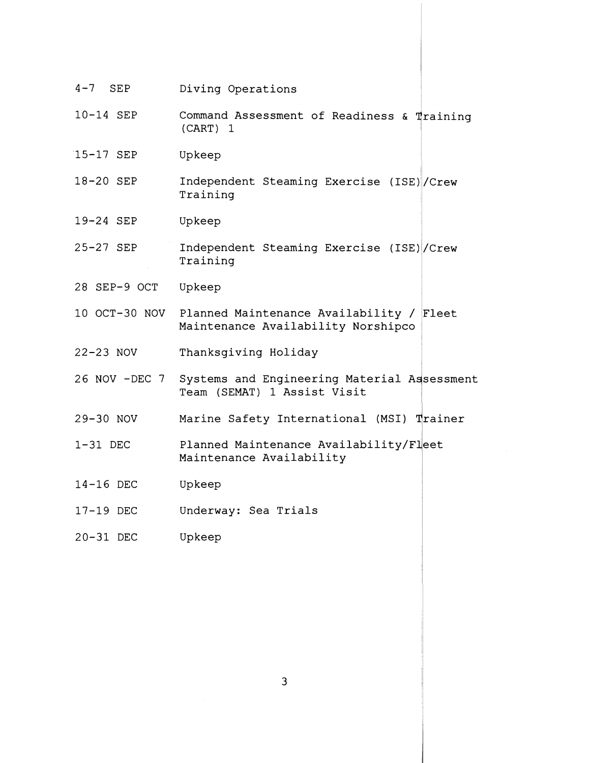| | |
|---|---|
| 4-7 SEP | Diving Operations |
| 10-14 SEP | Command Assessment of Readiness & Training (CART) 1 |
| 15-17 SEP | Upkeep |
| 18-20 SEP | Independent Steaming Exercise (ISE)/Crew Training |
| 19-24 SEP | Upkeep |
| 25-27 SEP | Independent Steaming Exercise (ISE)/Crew Training |
| 28 SEP-9 OCT | Upkeep |
| 10 OCT-30 NOV | Planned Maintenance Availability / Fleet Maintenance Availability Norshipco |
| 22-23 NOV | Thanksgiving Holiday |
| 26 NOV -DEC 7 | Systems and Engineering Material Assessment Team (SEMAT) 1 Assist Visit |
| 29-30 NOV | Marine Safety International (MSI) Trainer |
| 1-31 DEC | Planned Maintenance Availability/Fleet Maintenance Availability |
| 14-16 DEC | Upkeep |
| 17-19 DEC | Underway: Sea Trials |
| 20-31 DEC | Upkeep |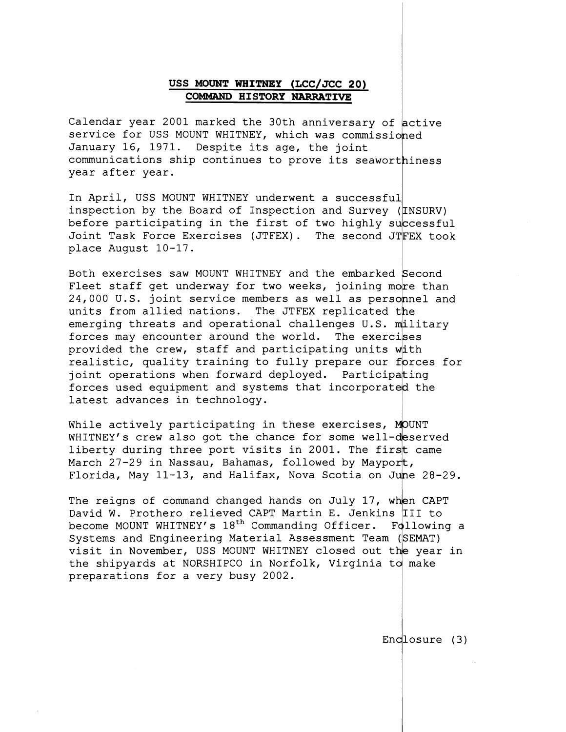# USS MOUNT WHITNEY (LCC/JCC 20)
## COMMAND HISTORY NARRATIVE

Calendar year 2001 marked the 30th anniversary of active service for USS MOUNT WHITNEY, which was commissioned January 16, 1971. Despite its age, the joint communications ship continues to prove its seaworthiness year after year.

In April, USS MOUNT WHITNEY underwent a successful inspection by the Board of Inspection and Survey (INSURV) before participating in the first of two highly successful Joint Task Force Exercises (JTFEX). The second JTFEX took place August 10-17.

Both exercises saw MOUNT WHITNEY and the embarked Second Fleet staff get underway for two weeks, joining more than 24,000 U.S. joint service members as well as personnel and units from allied nations. The JTFEX replicated the emerging threats and operational challenges U.S. military forces may encounter around the world. The exercises provided the crew, staff and participating units with realistic, quality training to fully prepare our forces for joint operations when forward deployed. Participating forces used equipment and systems that incorporated the latest advances in technology.

While actively participating in these exercises, MOUNT WHITNEY's crew also got the chance for some well-deserved liberty during three port visits in 2001. The first came March 27-29 in Nassau, Bahamas, followed by Mayport, Florida, May 11-13, and Halifax, Nova Scotia on June 28-29.

The reigns of command changed hands on July 17, when CAPT David W. Prothero relieved CAPT Martin E. Jenkins III to become MOUNT WHITNEY's 18th Commanding Officer. Following a Systems and Engineering Material Assessment Team (SEMAT) visit in November, USS MOUNT WHITNEY closed out the year in the shipyards at NORSHIPCO in Norfolk, Virginia to make preparations for a very busy 2002.

Enclosure (3)